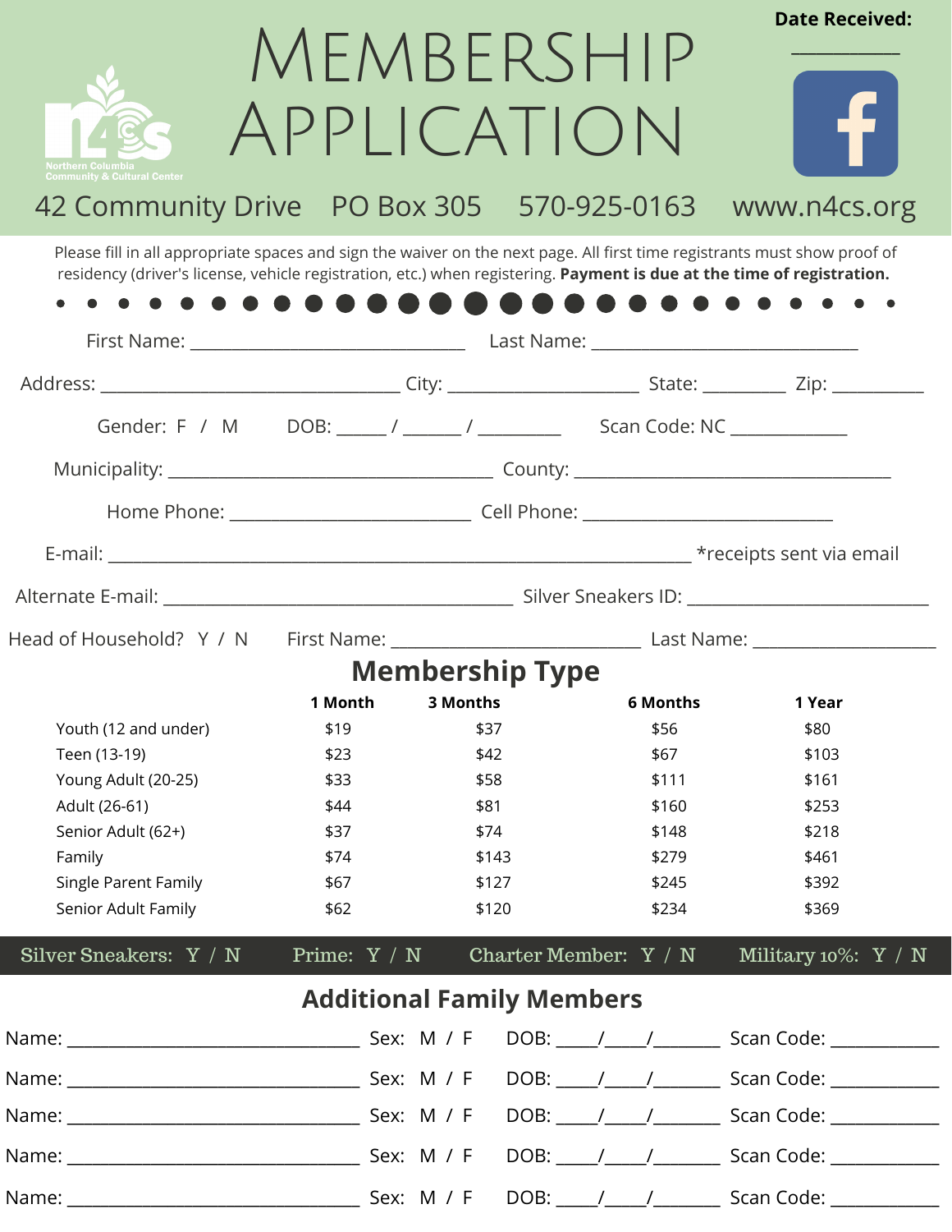# Membership Application

Northern Columbia Community & Cultural Center

**Date Received:** ___________

42 Community Drive PO Box 305 570-925-0163 www.n4cs.org

Please fill in all appropriate spaces and sign the waiver on the next page. All first time registrants must show proof of residency (driver's license, vehicle registration, etc.) when registering. **Payment is due at the time of registration.**

First Name: ______________________________ Last Name: ______________________________

Address: ________________________________ City: ____________________ State: _________ Zip: __________

Gender: F / M DOB: _____ / ______ / _________ Scan Code: NC _____________

Municipality: ____________________________________ County: ___________________________________

Home Phone: ___________________________ Cell Phone: ____________________________

E-mail: _________________________________________________________________ *receipts sent via email

Alternate E-mail: _______________________________________ Silver Sneakers ID: ___________________________

Head of Household? Y / N First Name: ____________________________ Last Name: ____________________

## Membership Type

| | 1 Month | 3 Months | 6 Months | 1 Year |
|---|---|---|---|---|
| Youth (12 and under) | $19 | $37 | $56 | $80 |
| Teen (13-19) | $23 | $42 | $67 | $103 |
| Young Adult (20-25) | $33 | $58 | $111 | $161 |
| Adult (26-61) | $44 | $81 | $160 | $253 |
| Senior Adult (62+) | $37 | $74 | $148 | $218 |
| Family | $74 | $143 | $279 | $461 |
| Single Parent Family | $67 | $127 | $245 | $392 |
| Senior Adult Family | $62 | $120 | $234 | $369 |

Silver Sneakers: Y / N Prime: Y / N Charter Member: Y / N Military 10%: Y / N

## Additional Family Members

Name: ________________________________ Sex: M / F DOB: ____/____/_______ Scan Code: ____________

Name: ________________________________ Sex: M / F DOB: ____/____/_______ Scan Code: ____________

Name: ________________________________ Sex: M / F DOB: ____/____/_______ Scan Code: ____________

Name: ________________________________ Sex: M / F DOB: ____/____/_______ Scan Code: ____________

Name: ________________________________ Sex: M / F DOB: ____/____/_______ Scan Code: ____________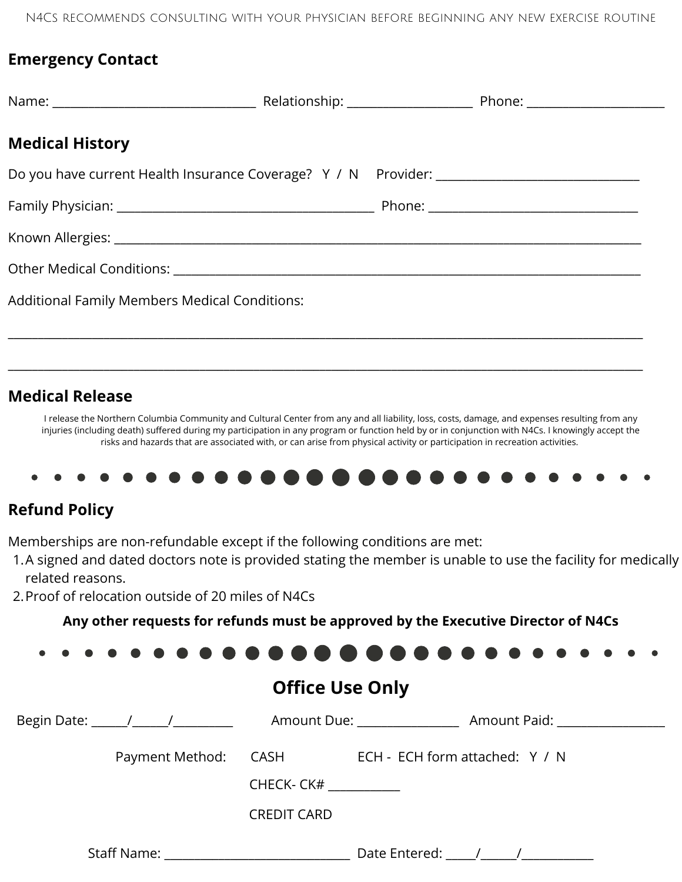N4Cs recommends consulting with your physician before beginning any new exercise routine

## Emergency Contact

Name: ________________________________ Relationship: ____________________ Phone: ______________________

## Medical History

Do you have current Health Insurance Coverage? Y / N Provider: ________________________________

Family Physician: ________________________________________ Phone: _________________________________

Known Allergies: ___________________________________________________________________________________

Other Medical Conditions: ___________________________________________________________________________

Additional Family Members Medical Conditions:

____________________________________________________________________________________________________

____________________________________________________________________________________________________

## Medical Release

I release the Northern Columbia Community and Cultural Center from any and all liability, loss, costs, damage, and expenses resulting from any injuries (including death) suffered during my participation in any program or function held by or in conjunction with N4Cs. I knowingly accept the risks and hazards that are associated with, or can arise from physical activity or participation in recreation activities.

## Refund Policy

Memberships are non-refundable except if the following conditions are met:

1. A signed and dated doctors note is provided stating the member is unable to use the facility for medically related reasons.
2. Proof of relocation outside of 20 miles of N4Cs

**Any other requests for refunds must be approved by the Executive Director of N4Cs**

## Office Use Only

Begin Date: ______/______/__________ Amount Due: ________________ Amount Paid: _________________

Payment Method: CASH ECH - ECH form attached: Y / N

CHECK- CK# ___________

CREDIT CARD

Staff Name: ______________________________ Date Entered: _____/______/___________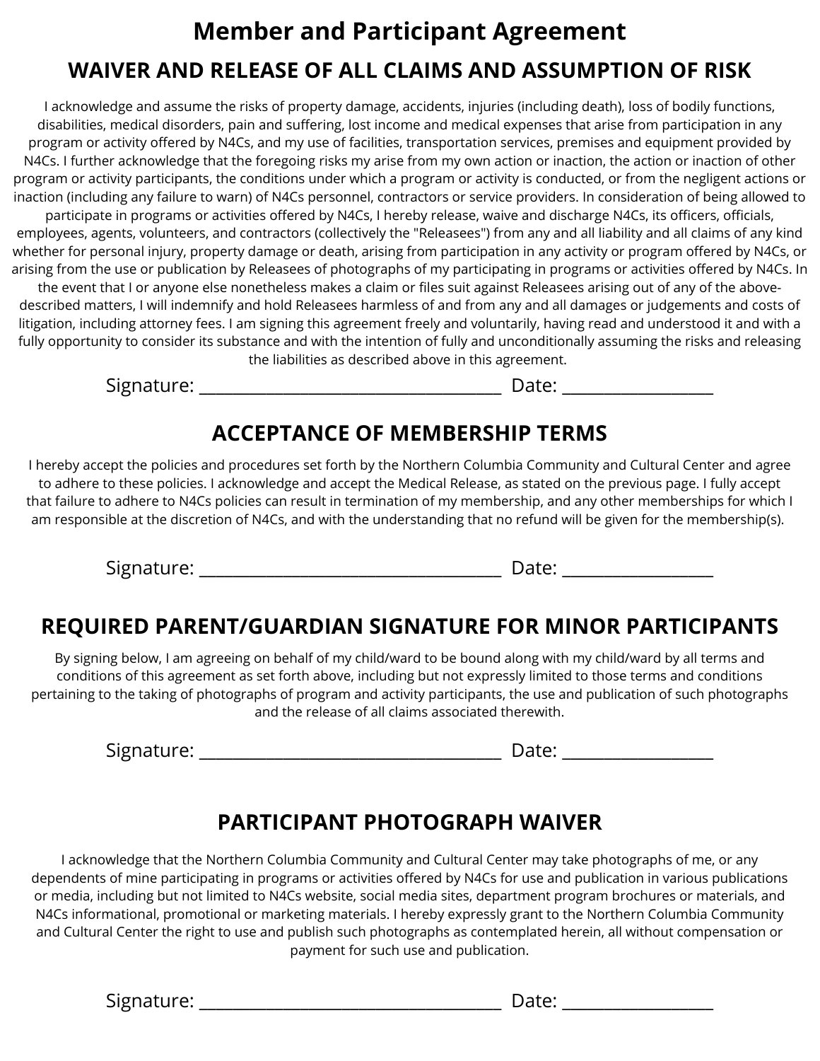# Member and Participant Agreement

## WAIVER AND RELEASE OF ALL CLAIMS AND ASSUMPTION OF RISK

I acknowledge and assume the risks of property damage, accidents, injuries (including death), loss of bodily functions, disabilities, medical disorders, pain and suffering, lost income and medical expenses that arise from participation in any program or activity offered by N4Cs, and my use of facilities, transportation services, premises and equipment provided by N4Cs. I further acknowledge that the foregoing risks my arise from my own action or inaction, the action or inaction of other program or activity participants, the conditions under which a program or activity is conducted, or from the negligent actions or inaction (including any failure to warn) of N4Cs personnel, contractors or service providers. In consideration of being allowed to participate in programs or activities offered by N4Cs, I hereby release, waive and discharge N4Cs, its officers, officials, employees, agents, volunteers, and contractors (collectively the "Releasees") from any and all liability and all claims of any kind whether for personal injury, property damage or death, arising from participation in any activity or program offered by N4Cs, or arising from the use or publication by Releasees of photographs of my participating in programs or activities offered by N4Cs. In the event that I or anyone else nonetheless makes a claim or files suit against Releasees arising out of any of the above-described matters, I will indemnify and hold Releasees harmless of and from any and all damages or judgements and costs of litigation, including attorney fees. I am signing this agreement freely and voluntarily, having read and understood it and with a fully opportunity to consider its substance and with the intention of fully and unconditionally assuming the risks and releasing the liabilities as described above in this agreement.

Signature: ___________________________________ Date: _________________

## ACCEPTANCE OF MEMBERSHIP TERMS

I hereby accept the policies and procedures set forth by the Northern Columbia Community and Cultural Center and agree to adhere to these policies. I acknowledge and accept the Medical Release, as stated on the previous page. I fully accept that failure to adhere to N4Cs policies can result in termination of my membership, and any other memberships for which I am responsible at the discretion of N4Cs, and with the understanding that no refund will be given for the membership(s).

Signature: ___________________________________ Date: _________________

## REQUIRED PARENT/GUARDIAN SIGNATURE FOR MINOR PARTICIPANTS

By signing below, I am agreeing on behalf of my child/ward to be bound along with my child/ward by all terms and conditions of this agreement as set forth above, including but not expressly limited to those terms and conditions pertaining to the taking of photographs of program and activity participants, the use and publication of such photographs and the release of all claims associated therewith.

Signature: ___________________________________ Date: _________________

## PARTICIPANT PHOTOGRAPH WAIVER

I acknowledge that the Northern Columbia Community and Cultural Center may take photographs of me, or any dependents of mine participating in programs or activities offered by N4Cs for use and publication in various publications or media, including but not limited to N4Cs website, social media sites, department program brochures or materials, and N4Cs informational, promotional or marketing materials. I hereby expressly grant to the Northern Columbia Community and Cultural Center the right to use and publish such photographs as contemplated herein, all without compensation or payment for such use and publication.

Signature: ___________________________________ Date: _________________